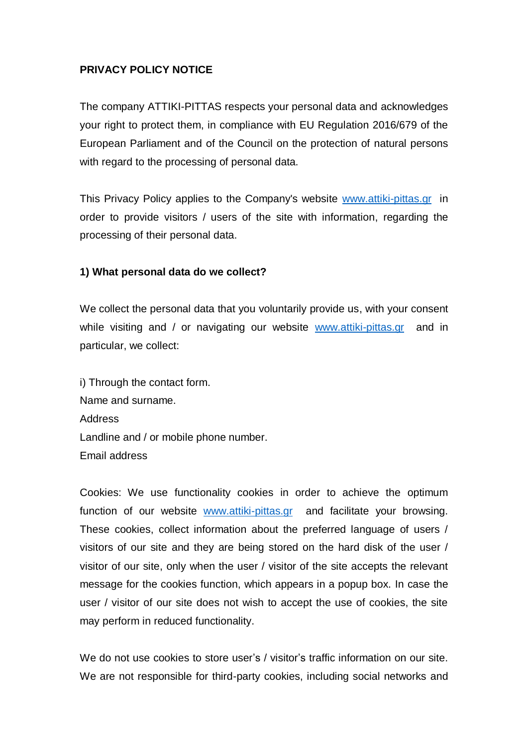**PRIVACY POLICY NOTICE**

The company ATTIKI-PITTAS respects your personal data and acknowledges your right to protect them, in compliance with EU Regulation 2016/679 of the European Parliament and of the Council on the protection of natural persons with regard to the processing of personal data.

This Privacy Policy applies to the Company's website [www.attiki-pittas.gr](http://www.attiki-pittas.gr) in order to provide visitors / users of the site with information, regarding the processing of their personal data.

**1) What personal data do we collect?**

We collect the personal data that you voluntarily provide us, with your consent while visiting and / or navigating our website [www.attiki-pittas.gr](http://www.attiki-pittas.gr) and in particular, we collect:

i) Through the contact form.
Name and surname.
Address
Landline and / or mobile phone number.
Email address

Cookies: We use functionality cookies in order to achieve the optimum function of our website [www.attiki-pittas.gr](http://www.attiki-pittas.gr) and facilitate your browsing. These cookies, collect information about the preferred language of users / visitors of our site and they are being stored on the hard disk of the user / visitor of our site, only when the user / visitor of the site accepts the relevant message for the cookies function, which appears in a popup box. In case the user / visitor of our site does not wish to accept the use of cookies, the site may perform in reduced functionality.

We do not use cookies to store user's / visitor's traffic information on our site. We are not responsible for third-party cookies, including social networks and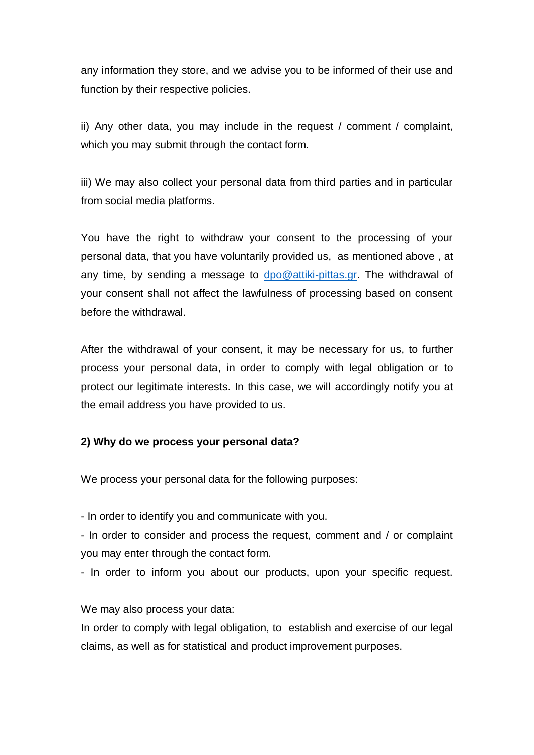any information they store, and we advise you to be informed of their use and function by their respective policies.

ii) Any other data, you may include in the request / comment / complaint, which you may submit through the contact form.

iii) We may also collect your personal data from third parties and in particular from social media platforms.

You have the right to withdraw your consent to the processing of your personal data, that you have voluntarily provided us, as mentioned above , at any time, by sending a message to [dpo@attiki-pittas.gr](mailto:dpo@attiki-pittas.gr). The withdrawal of your consent shall not affect the lawfulness of processing based on consent before the withdrawal.

After the withdrawal of your consent, it may be necessary for us, to further process your personal data, in order to comply with legal obligation or to protect our legitimate interests. In this case, we will accordingly notify you at the email address you have provided to us.

**2) Why do we process your personal data?**

We process your personal data for the following purposes:

- In order to identify you and communicate with you.
- In order to consider and process the request, comment and / or complaint you may enter through the contact form.
- In order to inform you about our products, upon your specific request.

We may also process your data:

In order to comply with legal obligation, to establish and exercise of our legal claims, as well as for statistical and product improvement purposes.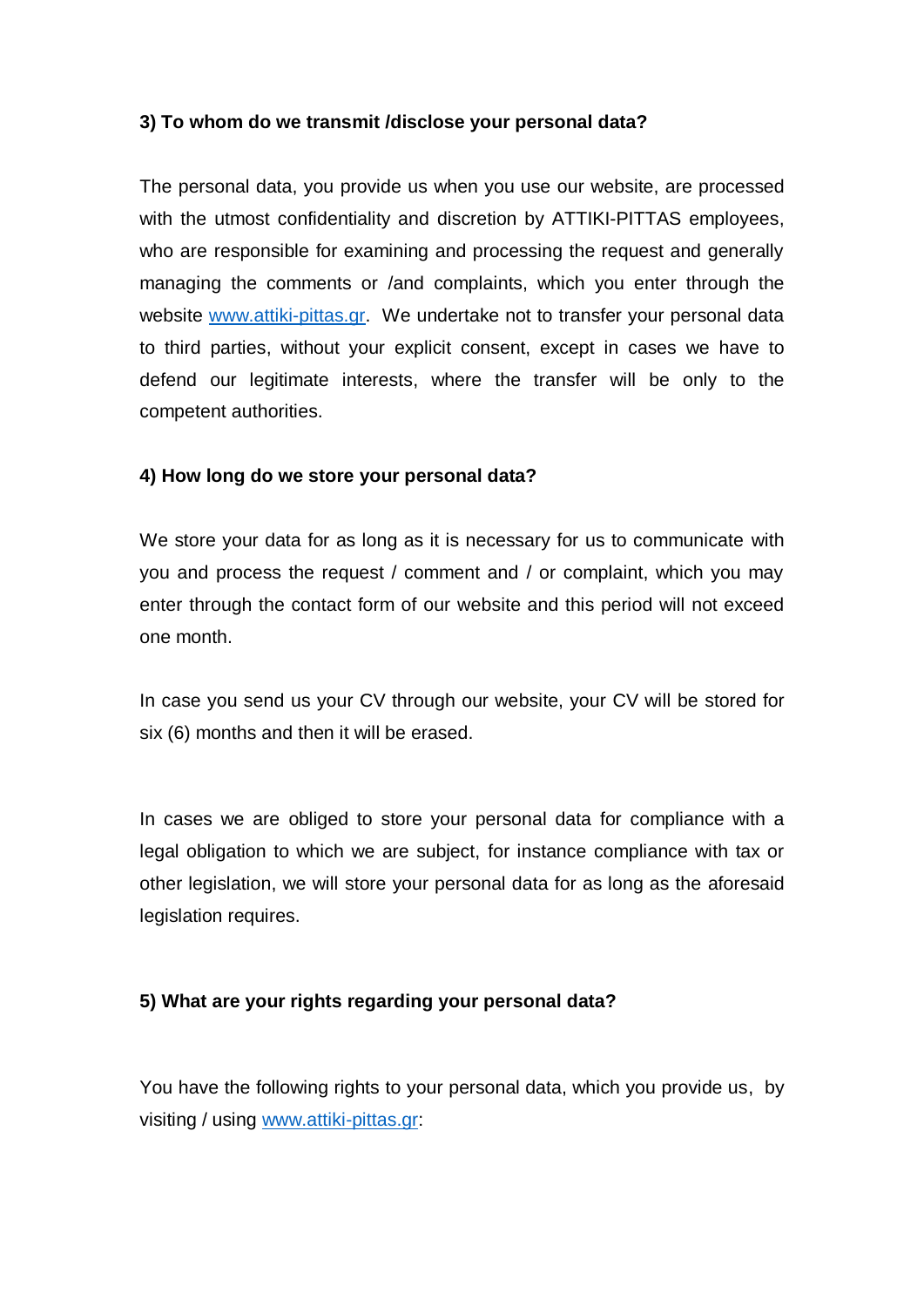**3) To whom do we transmit /disclose your personal data?**

The personal data, you provide us when you use our website, are processed with the utmost confidentiality and discretion by ATTIKI-PITTAS employees, who are responsible for examining and processing the request and generally managing the comments or /and complaints, which you enter through the website [www.attiki-pittas.gr](http://www.attiki-pittas.gr). We undertake not to transfer your personal data to third parties, without your explicit consent, except in cases we have to defend our legitimate interests, where the transfer will be only to the competent authorities.

**4) How long do we store your personal data?**

We store your data for as long as it is necessary for us to communicate with you and process the request / comment and / or complaint, which you may enter through the contact form of our website and this period will not exceed one month.

In case you send us your CV through our website, your CV will be stored for six (6) months and then it will be erased.

In cases we are obliged to store your personal data for compliance with a legal obligation to which we are subject, for instance compliance with tax or other legislation, we will store your personal data for as long as the aforesaid legislation requires.

**5) What are your rights regarding your personal data?**

You have the following rights to your personal data, which you provide us, by visiting / using [www.attiki-pittas.gr](http://www.attiki-pittas.gr):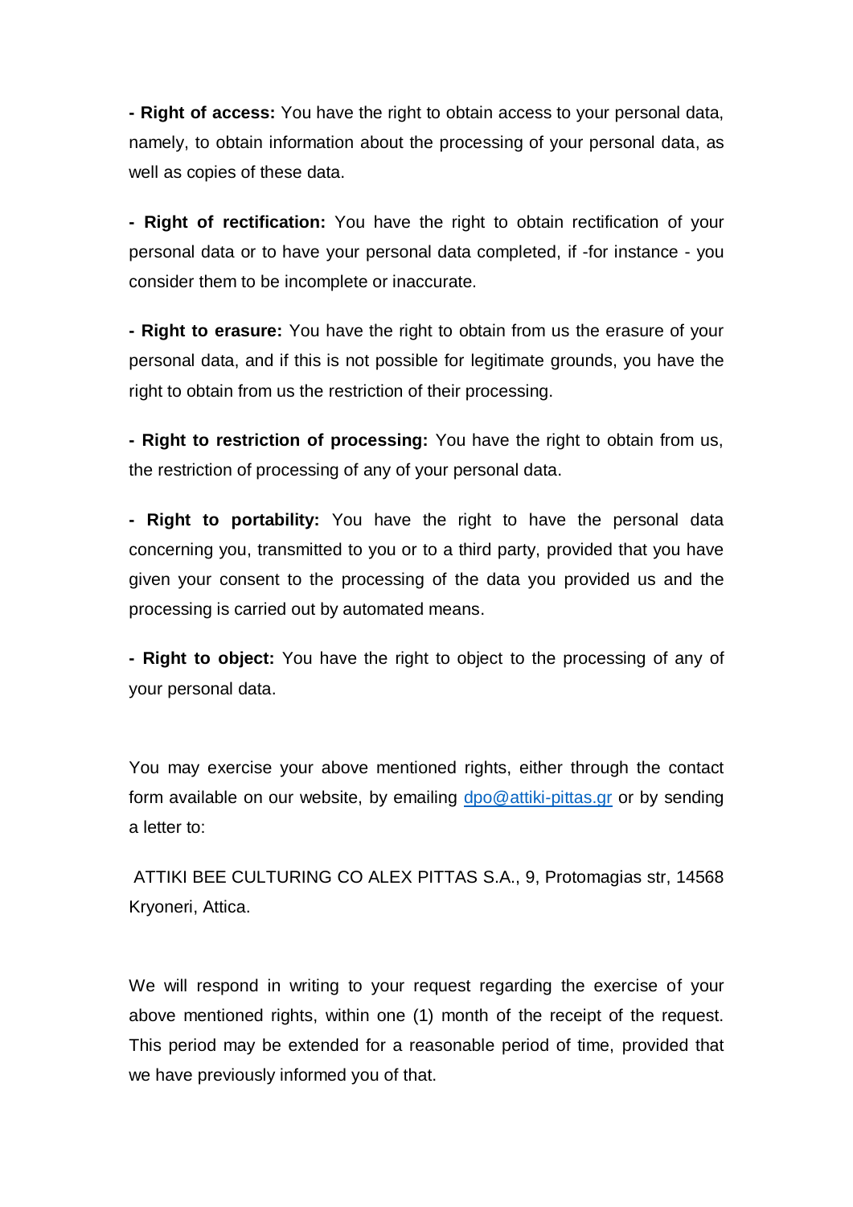**- Right of access:** You have the right to obtain access to your personal data, namely, to obtain information about the processing of your personal data, as well as copies of these data.

**- Right of rectification:** You have the right to obtain rectification of your personal data or to have your personal data completed, if -for instance - you consider them to be incomplete or inaccurate.

**- Right to erasure:** You have the right to obtain from us the erasure of your personal data, and if this is not possible for legitimate grounds, you have the right to obtain from us the restriction of their processing.

**- Right to restriction of processing:** You have the right to obtain from us, the restriction of processing of any of your personal data.

**- Right to portability:** You have the right to have the personal data concerning you, transmitted to you or to a third party, provided that you have given your consent to the processing of the data you provided us and the processing is carried out by automated means.

**- Right to object:** You have the right to object to the processing of any of your personal data.

You may exercise your above mentioned rights, either through the contact form available on our website, by emailing [dpo@attiki-pittas.gr](mailto:dpo@attiki-pittas.gr) or by sending a letter to:

ATTIKI BEE CULTURING CO ALEX PITTAS S.A., 9, Protomagias str, 14568 Kryoneri, Attica.

We will respond in writing to your request regarding the exercise of your above mentioned rights, within one (1) month of the receipt of the request. This period may be extended for a reasonable period of time, provided that we have previously informed you of that.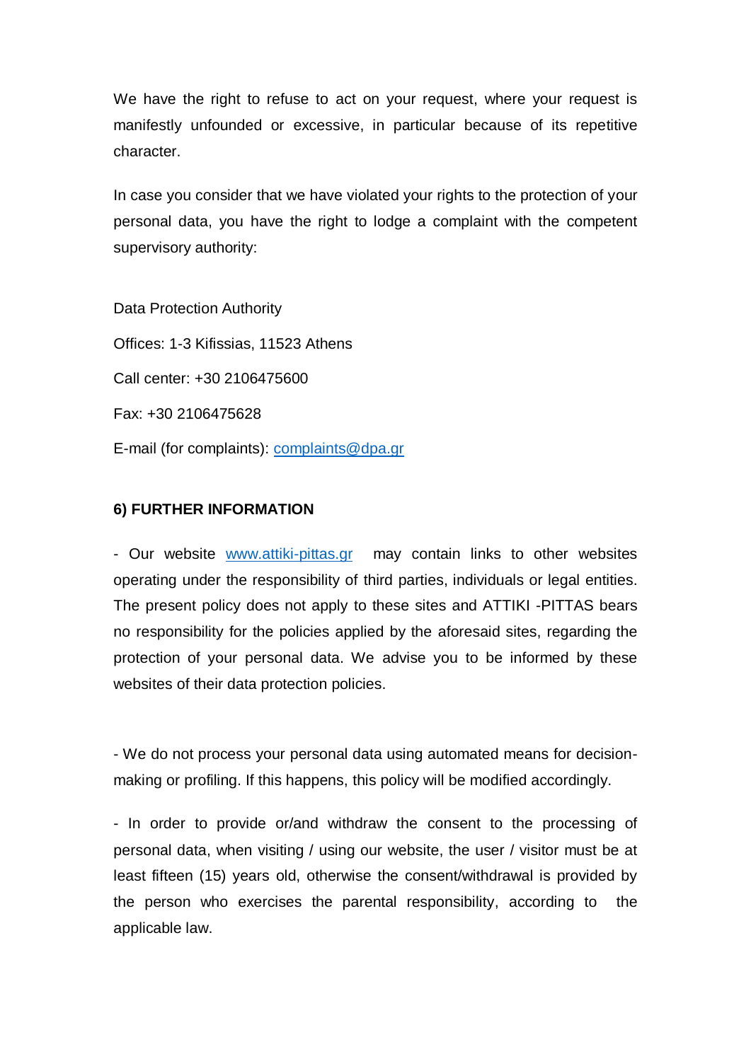We have the right to refuse to act on your request, where your request is manifestly unfounded or excessive, in particular because of its repetitive character.

In case you consider that we have violated your rights to the protection of your personal data, you have the right to lodge a complaint with the competent supervisory authority:

Data Protection Authority

Offices: 1-3 Kifissias, 11523 Athens

Call center: +30 2106475600

Fax: +30 2106475628

E-mail (for complaints): complaints@dpa.gr

**6) FURTHER INFORMATION**

- Our website www.attiki-pittas.gr may contain links to other websites operating under the responsibility of third parties, individuals or legal entities. The present policy does not apply to these sites and ATTIKI -PITTAS bears no responsibility for the policies applied by the aforesaid sites, regarding the protection of your personal data. We advise you to be informed by these websites of their data protection policies.

- We do not process your personal data using automated means for decision-making or profiling. If this happens, this policy will be modified accordingly.

- In order to provide or/and withdraw the consent to the processing of personal data, when visiting / using our website, the user / visitor must be at least fifteen (15) years old, otherwise the consent/withdrawal is provided by the person who exercises the parental responsibility, according to the applicable law.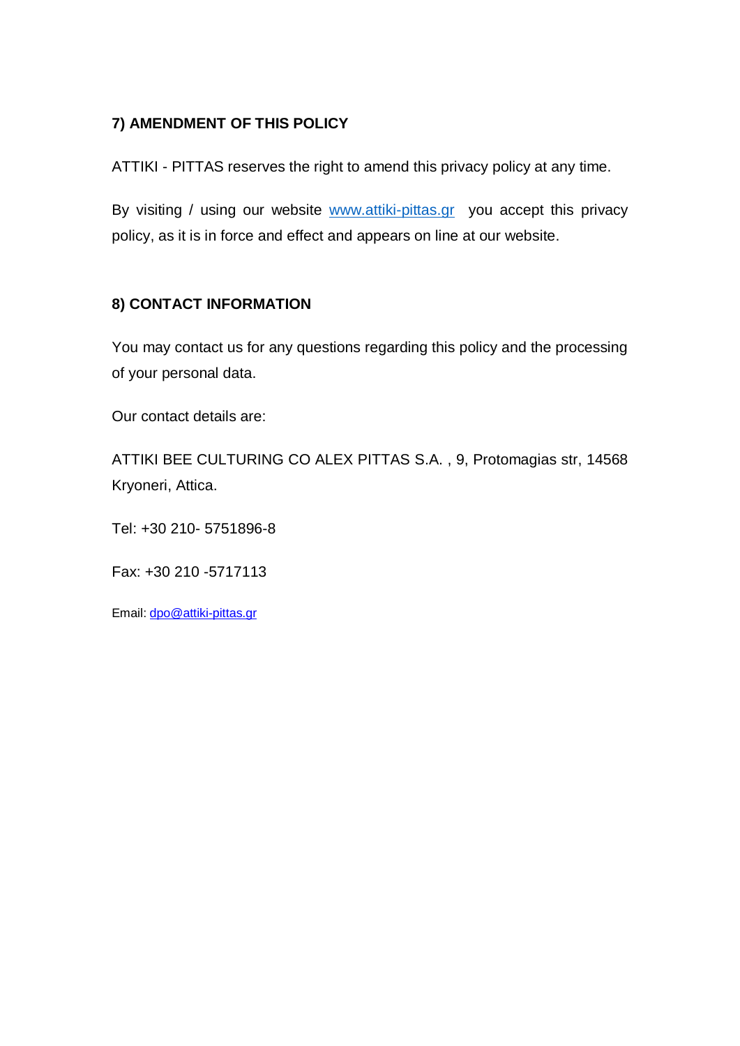### 7) AMENDMENT OF THIS POLICY

ATTIKI - PITTAS reserves the right to amend this privacy policy at any time.

By visiting / using our website www.attiki-pittas.gr you accept this privacy policy, as it is in force and effect and appears on line at our website.

### 8) CONTACT INFORMATION

You may contact us for any questions regarding this policy and the processing of your personal data.

Our contact details are:

ATTIKI BEE CULTURING CO ALEX PITTAS S.A. , 9, Protomagias str, 14568 Kryoneri, Attica.

Tel: +30 210- 5751896-8

Fax: +30 210 -5717113

Email: dpo@attiki-pittas.gr